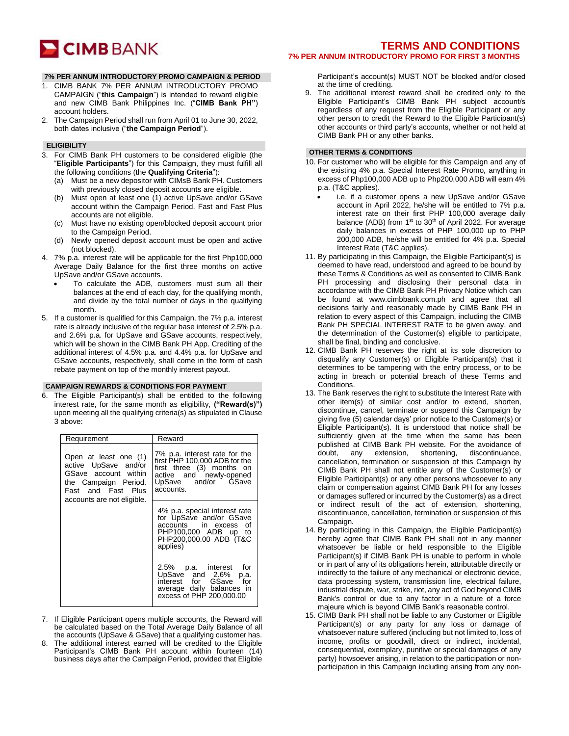CIMB BANK

# TERMS AND CONDITIONS

## 7% PER ANNUM INTRODUCTORY PROMO FOR FIRST 3 MONTHS

### 7% PER ANNUM INTRODUCTORY PROMO CAMPAIGN & PERIOD

1. CIMB BANK 7% PER ANNUM INTRODUCTORY PROMO CAMPAIGN ("**this Campaign**") is intended to reward eligible and new CIMB Bank Philippines Inc. ("**CIMB Bank PH"**) account holders.
2. The Campaign Period shall run from April 01 to June 30, 2022, both dates inclusive ("**the Campaign Period**").

### ELIGIBILITY

3. For CIMB Bank PH customers to be considered eligible (the "**Eligible Participants**") for this Campaign, they must fulfill all the following conditions (the **Qualifying Criteria**"):
   (a) Must be a new depositor with CIMsB Bank PH. Customers with previously closed deposit accounts are eligible.
   (b) Must open at least one (1) active UpSave and/or GSave account within the Campaign Period. Fast and Fast Plus accounts are not eligible.
   (c) Must have no existing open/blocked deposit account prior to the Campaign Period.
   (d) Newly opened deposit account must be open and active (not blocked).
4. 7% p.a. interest rate will be applicable for the first Php100,000 Average Daily Balance for the first three months on active UpSave and/or GSave accounts.
   - To calculate the ADB, customers must sum all their balances at the end of each day, for the qualifying month, and divide by the total number of days in the qualifying month.
5. If a customer is qualified for this Campaign, the 7% p.a. interest rate is already inclusive of the regular base interest of 2.5% p.a. and 2.6% p.a. for UpSave and GSave accounts, respectively, which will be shown in the CIMB Bank PH App. Crediting of the additional interest of 4.5% p.a. and 4.4% p.a. for UpSave and GSave accounts, respectively, shall come in the form of cash rebate payment on top of the monthly interest payout.

### CAMPAIGN REWARDS & CONDITIONS FOR PAYMENT

6. The Eligible Participant(s) shall be entitled to the following interest rate, for the same month as eligibility, **("Reward(s)")** upon meeting all the qualifying criteria(s) as stipulated in Clause 3 above:

| Requirement | Reward |
|---|---|
| Open at least one (1) active UpSave and/or GSave account within the Campaign Period. Fast and Fast Plus accounts are not eligible. | 7% p.a. interest rate for the first PHP 100,000 ADB for the first three (3) months on active and newly-opened UpSave and/or GSave accounts. |
| | 4% p.a. special interest rate for UpSave and/or GSave accounts in excess of PHP100,000 ADB up to PHP200,000.00 ADB (T&C applies) |
| | 2.5% p.a. interest for UpSave and 2.6% p.a. interest for GSave for average daily balances in excess of PHP 200,000.00 |

7. If Eligible Participant opens multiple accounts, the Reward will be calculated based on the Total Average Daily Balance of all the accounts (UpSave & GSave) that a qualifying customer has.
8. The additional interest earned will be credited to the Eligible Participant's CIMB Bank PH account within fourteen (14) business days after the Campaign Period, provided that Eligible Participant's account(s) MUST NOT be blocked and/or closed at the time of crediting.
9. The additional interest reward shall be credited only to the Eligible Participant's CIMB Bank PH subject account/s regardless of any request from the Eligible Participant or any other person to credit the Reward to the Eligible Participant(s) other accounts or third party's accounts, whether or not held at CIMB Bank PH or any other banks.

### OTHER TERMS & CONDITIONS

10. For customer who will be eligible for this Campaign and any of the existing 4% p.a. Special Interest Rate Promo, anything in excess of Php100,000 ADB up to Php200,000 ADB will earn 4% p.a. (T&C applies).
    - i.e. if a customer opens a new UpSave and/or GSave account in April 2022, he/she will be entitled to 7% p.a. interest rate on their first PHP 100,000 average daily balance (ADB) from 1st to 30th of April 2022. For average daily balances in excess of PHP 100,000 up to PHP 200,000 ADB, he/she will be entitled for 4% p.a. Special Interest Rate (T&C applies).
11. By participating in this Campaign, the Eligible Participant(s) is deemed to have read, understood and agreed to be bound by these Terms & Conditions as well as consented to CIMB Bank PH processing and disclosing their personal data in accordance with the CIMB Bank PH Privacy Notice which can be found at www.cimbbank.com.ph and agree that all decisions fairly and reasonably made by CIMB Bank PH in relation to every aspect of this Campaign, including the CIMB Bank PH SPECIAL INTEREST RATE to be given away, and the determination of the Customer(s) eligible to participate, shall be final, binding and conclusive.
12. CIMB Bank PH reserves the right at its sole discretion to disqualify any Customer(s) or Eligible Participant(s) that it determines to be tampering with the entry process, or to be acting in breach or potential breach of these Terms and Conditions.
13. The Bank reserves the right to substitute the Interest Rate with other item(s) of similar cost and/or to extend, shorten, discontinue, cancel, terminate or suspend this Campaign by giving five (5) calendar days' prior notice to the Customer(s) or Eligible Participant(s). It is understood that notice shall be sufficiently given at the time when the same has been published at CIMB Bank PH website. For the avoidance of doubt, any extension, shortening, discontinuance, cancellation, termination or suspension of this Campaign by CIMB Bank PH shall not entitle any of the Customer(s) or Eligible Participant(s) or any other persons whosoever to any claim or compensation against CIMB Bank PH for any losses or damages suffered or incurred by the Customer(s) as a direct or indirect result of the act of extension, shortening, discontinuance, cancellation, termination or suspension of this Campaign.
14. By participating in this Campaign, the Eligible Participant(s) hereby agree that CIMB Bank PH shall not in any manner whatsoever be liable or held responsible to the Eligible Participant(s) if CIMB Bank PH is unable to perform in whole or in part of any of its obligations herein, attributable directly or indirectly to the failure of any mechanical or electronic device, data processing system, transmission line, electrical failure, industrial dispute, war, strike, riot, any act of God beyond CIMB Bank's control or due to any factor in a nature of a force majeure which is beyond CIMB Bank's reasonable control.
15. CIMB Bank PH shall not be liable to any Customer or Eligible Participant(s) or any party for any loss or damage of whatsoever nature suffered (including but not limited to, loss of income, profits or goodwill, direct or indirect, incidental, consequential, exemplary, punitive or special damages of any party) howsoever arising, in relation to the participation or non-participation in this Campaign including arising from any non-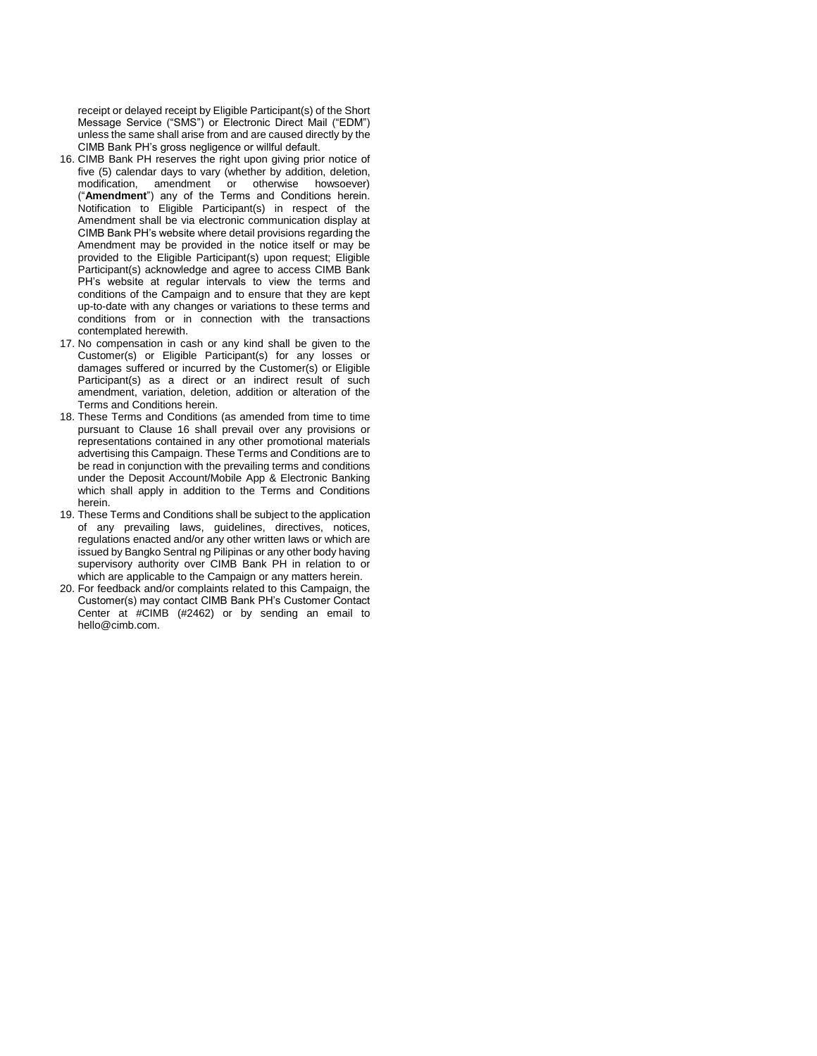receipt or delayed receipt by Eligible Participant(s) of the Short Message Service ("SMS") or Electronic Direct Mail ("EDM") unless the same shall arise from and are caused directly by the CIMB Bank PH's gross negligence or willful default.

16. CIMB Bank PH reserves the right upon giving prior notice of five (5) calendar days to vary (whether by addition, deletion, modification, amendment or otherwise howsoever) ("**Amendment**") any of the Terms and Conditions herein. Notification to Eligible Participant(s) in respect of the Amendment shall be via electronic communication display at CIMB Bank PH's website where detail provisions regarding the Amendment may be provided in the notice itself or may be provided to the Eligible Participant(s) upon request; Eligible Participant(s) acknowledge and agree to access CIMB Bank PH's website at regular intervals to view the terms and conditions of the Campaign and to ensure that they are kept up-to-date with any changes or variations to these terms and conditions from or in connection with the transactions contemplated herewith.
17. No compensation in cash or any kind shall be given to the Customer(s) or Eligible Participant(s) for any losses or damages suffered or incurred by the Customer(s) or Eligible Participant(s) as a direct or an indirect result of such amendment, variation, deletion, addition or alteration of the Terms and Conditions herein.
18. These Terms and Conditions (as amended from time to time pursuant to Clause 16 shall prevail over any provisions or representations contained in any other promotional materials advertising this Campaign. These Terms and Conditions are to be read in conjunction with the prevailing terms and conditions under the Deposit Account/Mobile App & Electronic Banking which shall apply in addition to the Terms and Conditions herein.
19. These Terms and Conditions shall be subject to the application of any prevailing laws, guidelines, directives, notices, regulations enacted and/or any other written laws or which are issued by Bangko Sentral ng Pilipinas or any other body having supervisory authority over CIMB Bank PH in relation to or which are applicable to the Campaign or any matters herein.
20. For feedback and/or complaints related to this Campaign, the Customer(s) may contact CIMB Bank PH's Customer Contact Center at #CIMB (#2462) or by sending an email to hello@cimb.com.